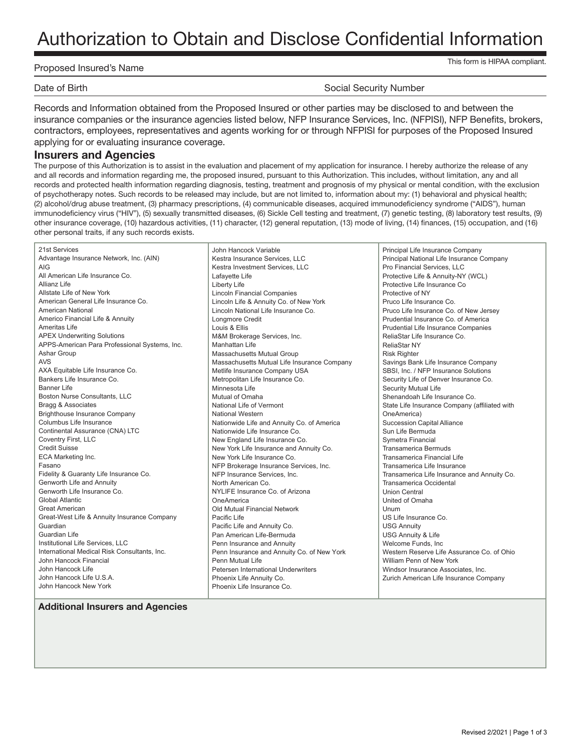# Authorization to Obtain and Disclose Confidential Information

This form is HIPAA compliant.

Proposed Insured's Name

Date of Birth

Social Security Number

Records and Information obtained from the Proposed Insured or other parties may be disclosed to and between the insurance companies or the insurance agencies listed below, NFP Insurance Services, Inc. (NFPISI), NFP Benefits, brokers, contractors, employees, representatives and agents working for or through NFPISI for purposes of the Proposed Insured applying for or evaluating insurance coverage.

## Insurers and Agencies

The purpose of this Authorization is to assist in the evaluation and placement of my application for insurance. I hereby authorize the release of any and all records and information regarding me, the proposed insured, pursuant to this Authorization. This includes, without limitation, any and all records and protected health information regarding diagnosis, testing, treatment and prognosis of my physical or mental condition, with the exclusion of psychotherapy notes. Such records to be released may include, but are not limited to, information about my: (1) behavioral and physical health; (2) alcohol/drug abuse treatment, (3) pharmacy prescriptions, (4) communicable diseases, acquired immunodeficiency syndrome ("AIDS"), human immunodeficiency virus ("HIV"), (5) sexually transmitted diseases, (6) Sickle Cell testing and treatment, (7) genetic testing, (8) laboratory test results, (9) other insurance coverage, (10) hazardous activities, (11) character, (12) general reputation, (13) mode of living, (14) finances, (15) occupation, and (16) other personal traits, if any such records exists.

21st Services
Advantage Insurance Network, Inc. (AIN)
AIG
All American Life Insurance Co.
Allianz Life
Allstate Life of New York
American General Life Insurance Co.
American National
Americo Financial Life & Annuity
Ameritas Life
APEX Underwriting Solutions
APPS-American Para Professional Systems, Inc.
Ashar Group
AVS
AXA Equitable Life Insurance Co.
Bankers Life Insurance Co.
Banner Life
Boston Nurse Consultants, LLC
Bragg & Associates
Brighthouse Insurance Company
Columbus Life Insurance
Continental Assurance (CNA) LTC
Coventry First, LLC
Credit Suisse
ECA Marketing Inc.
Fasano
Fidelity & Guaranty Life Insurance Co.
Genworth Life and Annuity
Genworth Life Insurance Co.
Global Atlantic
Great American
Great-West Life & Annuity Insurance Company
Guardian
Guardian Life
Institutional Life Services, LLC
International Medical Risk Consultants, Inc.
John Hancock Financial
John Hancock Life
John Hancock Life U.S.A.
John Hancock New York
John Hancock Variable
Kestra Insurance Services, LLC
Kestra Investment Services, LLC
Lafayette Life
Liberty Life
Lincoln Financial Companies
Lincoln Life & Annuity Co. of New York
Lincoln National Life Insurance Co.
Longmore Credit
Louis & Ellis
M&M Brokerage Services, Inc.
Manhattan Life
Massachusetts Mutual Group
Massachusetts Mutual Life Insurance Company
Metlife Insurance Company USA
Metropolitan Life Insurance Co.
Minnesota Life
Mutual of Omaha
National Life of Vermont
National Western
Nationwide Life and Annuity Co. of America
Nationwide Life Insurance Co.
New England Life Insurance Co.
New York Life Insurance and Annuity Co.
New York Life Insurance Co.
NFP Brokerage Insurance Services, Inc.
NFP Insurance Services, Inc.
North American Co.
NYLIFE Insurance Co. of Arizona
OneAmerica
Old Mutual Financial Network
Pacific Life
Pacific Life and Annuity Co.
Pan American Life-Bermuda
Penn Insurance and Annuity
Penn Insurance and Annuity Co. of New York
Penn Mutual Life
Petersen International Underwriters
Phoenix Life Annuity Co.
Phoenix Life Insurance Co.
Principal Life Insurance Company
Principal National Life Insurance Company
Pro Financial Services, LLC
Protective Life & Annuity-NY (WCL)
Protective Life Insurance Co
Protective of NY
Pruco Life Insurance Co.
Pruco Life Insurance Co. of New Jersey
Prudential Insurance Co. of America
Prudential Life Insurance Companies
ReliaStar Life Insurance Co.
ReliaStar NY
Risk Righter
Savings Bank Life Insurance Company
SBSI, Inc. / NFP Insurance Solutions
Security Life of Denver Insurance Co.
Security Mutual Life
Shenandoah Life Insurance Co.
State Life Insurance Company (affiliated with OneAmerica)
Succession Capital Alliance
Sun Life Bermuda
Symetra Financial
Transamerica Bermuds
Transamerica Financial Life
Transamerica Life Insurance
Transamerica Life Insurance and Annuity Co.
Transamerica Occidental
Union Central
United of Omaha
Unum
US Life Insurance Co.
USG Annuity
USG Annuity & Life
Welcome Funds, Inc
Western Reserve Life Assurance Co. of Ohio
William Penn of New York
Windsor Insurance Associates, Inc.
Zurich American Life Insurance Company

**Additional Insurers and Agencies**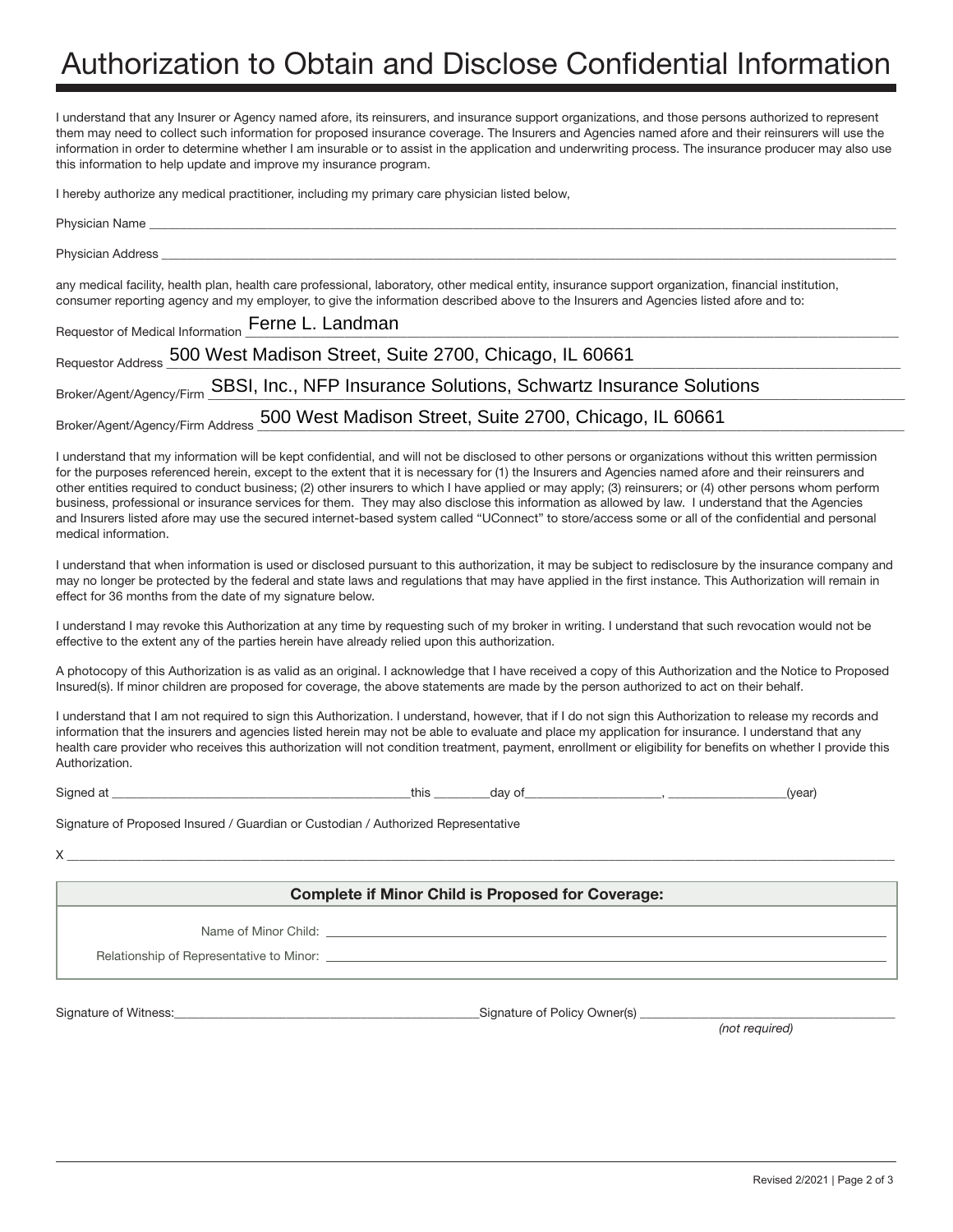# Authorization to Obtain and Disclose Confidential Information

I understand that any Insurer or Agency named afore, its reinsurers, and insurance support organizations, and those persons authorized to represent them may need to collect such information for proposed insurance coverage. The Insurers and Agencies named afore and their reinsurers will use the information in order to determine whether I am insurable or to assist in the application and underwriting process. The insurance producer may also use this information to help update and improve my insurance program.

I hereby authorize any medical practitioner, including my primary care physician listed below,

Physician Name ______________________________

Physician Address ______________________________

any medical facility, health plan, health care professional, laboratory, other medical entity, insurance support organization, financial institution, consumer reporting agency and my employer, to give the information described above to the Insurers and Agencies listed afore and to:

Requestor of Medical Information Ferne L. Landman

Requestor Address 500 West Madison Street, Suite 2700, Chicago, IL 60661

Broker/Agent/Agency/Firm SBSI, Inc., NFP Insurance Solutions, Schwartz Insurance Solutions

Broker/Agent/Agency/Firm Address 500 West Madison Street, Suite 2700, Chicago, IL 60661

I understand that my information will be kept confidential, and will not be disclosed to other persons or organizations without this written permission for the purposes referenced herein, except to the extent that it is necessary for (1) the Insurers and Agencies named afore and their reinsurers and other entities required to conduct business; (2) other insurers to which I have applied or may apply; (3) reinsurers; or (4) other persons whom perform business, professional or insurance services for them. They may also disclose this information as allowed by law. I understand that the Agencies and Insurers listed afore may use the secured internet-based system called "UConnect" to store/access some or all of the confidential and personal medical information.

I understand that when information is used or disclosed pursuant to this authorization, it may be subject to redisclosure by the insurance company and may no longer be protected by the federal and state laws and regulations that may have applied in the first instance. This Authorization will remain in effect for 36 months from the date of my signature below.

I understand I may revoke this Authorization at any time by requesting such of my broker in writing. I understand that such revocation would not be effective to the extent any of the parties herein have already relied upon this authorization.

A photocopy of this Authorization is as valid as an original. I acknowledge that I have received a copy of this Authorization and the Notice to Proposed Insured(s). If minor children are proposed for coverage, the above statements are made by the person authorized to act on their behalf.

I understand that I am not required to sign this Authorization. I understand, however, that if I do not sign this Authorization to release my records and information that the insurers and agencies listed herein may not be able to evaluate and place my application for insurance. I understand that any health care provider who receives this authorization will not condition treatment, payment, enrollment or eligibility for benefits on whether I provide this Authorization.

Signed at ______________________ this ________ day of ____________________, __________________(year)

Signature of Proposed Insured / Guardian or Custodian / Authorized Representative

X ______________________________

**Complete if Minor Child is Proposed for Coverage:**

Name of Minor Child: ______________________________

Relationship of Representative to Minor: ______________________________

Signature of Witness: ______________________ Signature of Policy Owner(s) ______________________ *(not required)*

Revised 2/2021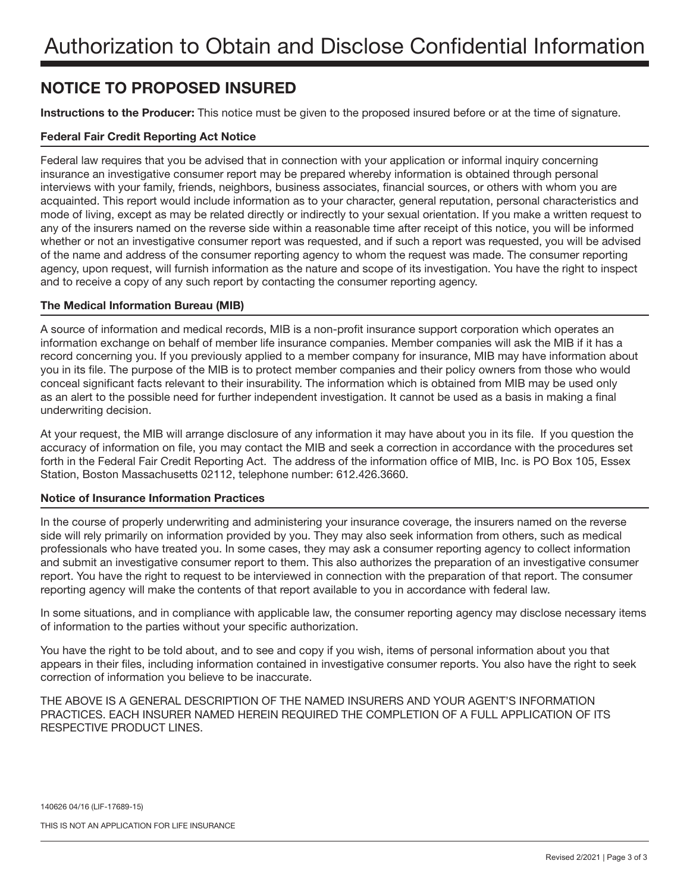# Authorization to Obtain and Disclose Confidential Information

## NOTICE TO PROPOSED INSURED

**Instructions to the Producer:** This notice must be given to the proposed insured before or at the time of signature.

### Federal Fair Credit Reporting Act Notice

Federal law requires that you be advised that in connection with your application or informal inquiry concerning insurance an investigative consumer report may be prepared whereby information is obtained through personal interviews with your family, friends, neighbors, business associates, financial sources, or others with whom you are acquainted. This report would include information as to your character, general reputation, personal characteristics and mode of living, except as may be related directly or indirectly to your sexual orientation. If you make a written request to any of the insurers named on the reverse side within a reasonable time after receipt of this notice, you will be informed whether or not an investigative consumer report was requested, and if such a report was requested, you will be advised of the name and address of the consumer reporting agency to whom the request was made. The consumer reporting agency, upon request, will furnish information as the nature and scope of its investigation. You have the right to inspect and to receive a copy of any such report by contacting the consumer reporting agency.

### The Medical Information Bureau (MIB)

A source of information and medical records, MIB is a non-profit insurance support corporation which operates an information exchange on behalf of member life insurance companies. Member companies will ask the MIB if it has a record concerning you. If you previously applied to a member company for insurance, MIB may have information about you in its file. The purpose of the MIB is to protect member companies and their policy owners from those who would conceal significant facts relevant to their insurability. The information which is obtained from MIB may be used only as an alert to the possible need for further independent investigation. It cannot be used as a basis in making a final underwriting decision.

At your request, the MIB will arrange disclosure of any information it may have about you in its file. If you question the accuracy of information on file, you may contact the MIB and seek a correction in accordance with the procedures set forth in the Federal Fair Credit Reporting Act. The address of the information office of MIB, Inc. is PO Box 105, Essex Station, Boston Massachusetts 02112, telephone number: 612.426.3660.

### Notice of Insurance Information Practices

In the course of properly underwriting and administering your insurance coverage, the insurers named on the reverse side will rely primarily on information provided by you. They may also seek information from others, such as medical professionals who have treated you. In some cases, they may ask a consumer reporting agency to collect information and submit an investigative consumer report to them. This also authorizes the preparation of an investigative consumer report. You have the right to request to be interviewed in connection with the preparation of that report. The consumer reporting agency will make the contents of that report available to you in accordance with federal law.

In some situations, and in compliance with applicable law, the consumer reporting agency may disclose necessary items of information to the parties without your specific authorization.

You have the right to be told about, and to see and copy if you wish, items of personal information about you that appears in their files, including information contained in investigative consumer reports. You also have the right to seek correction of information you believe to be inaccurate.

THE ABOVE IS A GENERAL DESCRIPTION OF THE NAMED INSURERS AND YOUR AGENT'S INFORMATION PRACTICES. EACH INSURER NAMED HEREIN REQUIRED THE COMPLETION OF A FULL APPLICATION OF ITS RESPECTIVE PRODUCT LINES.

140626 04/16 (LIF-17689-15)

THIS IS NOT AN APPLICATION FOR LIFE INSURANCE